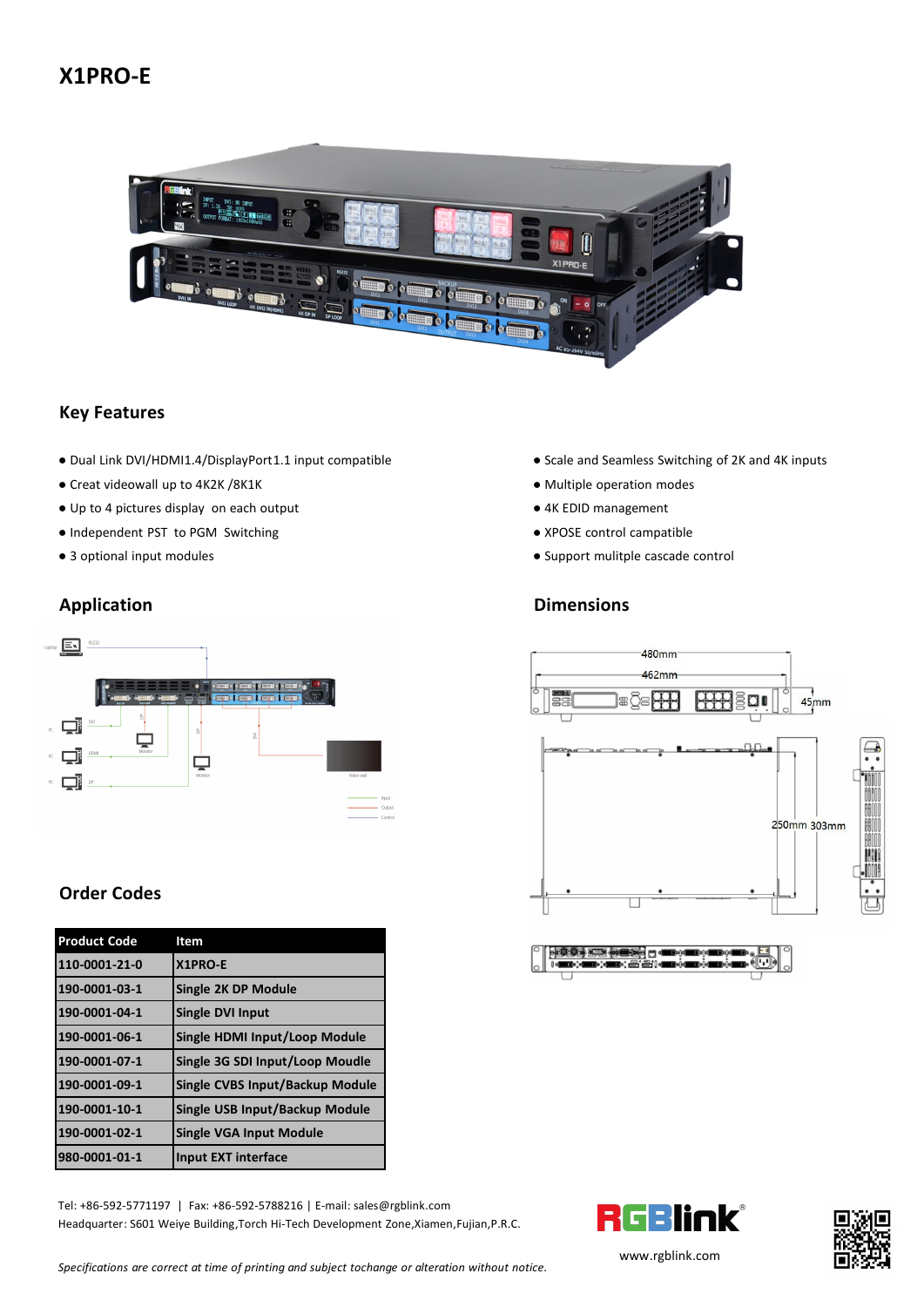# X1PRO-E

## Key Features

- Dual Link DVI/HDMI1.4/DisplayPort1.1 input compatible
- Creat videowall up to 4K2K /8K1K
- Up to 4 pictures display on each output
- Independent PST to PGM Switching
- 3 optional input modules
- Scale and Seamless Switching of 2K and 4K inputs
- Multiple operation modes
- 4K EDID management
- XPOSE control campatible
- Support mulitple cascade control

## Application

## Dimensions

## Order Codes

| Product Code | Item |
|---|---|
| 110-0001-21-0 | X1PRO-E |
| 190-0001-03-1 | Single 2K DP Module |
| 190-0001-04-1 | Single DVI Input |
| 190-0001-06-1 | Single HDMI Input/Loop Module |
| 190-0001-07-1 | Single 3G SDI Input/Loop Moudle |
| 190-0001-09-1 | Single CVBS Input/Backup Module |
| 190-0001-10-1 | Single USB Input/Backup Module |
| 190-0001-02-1 | Single VGA Input Module |
| 980-0001-01-1 | Input EXT interface |

Tel: +86-592-5771197 | Fax: +86-592-5788216 | E-mail: sales@rgblink.com
Headquarter: S601 Weiye Building,Torch Hi-Tech Development Zone,Xiamen,Fujian,P.R.C.

*Specifications are correct at time of printing and subject tochange or alteration without notice.*

www.rgblink.com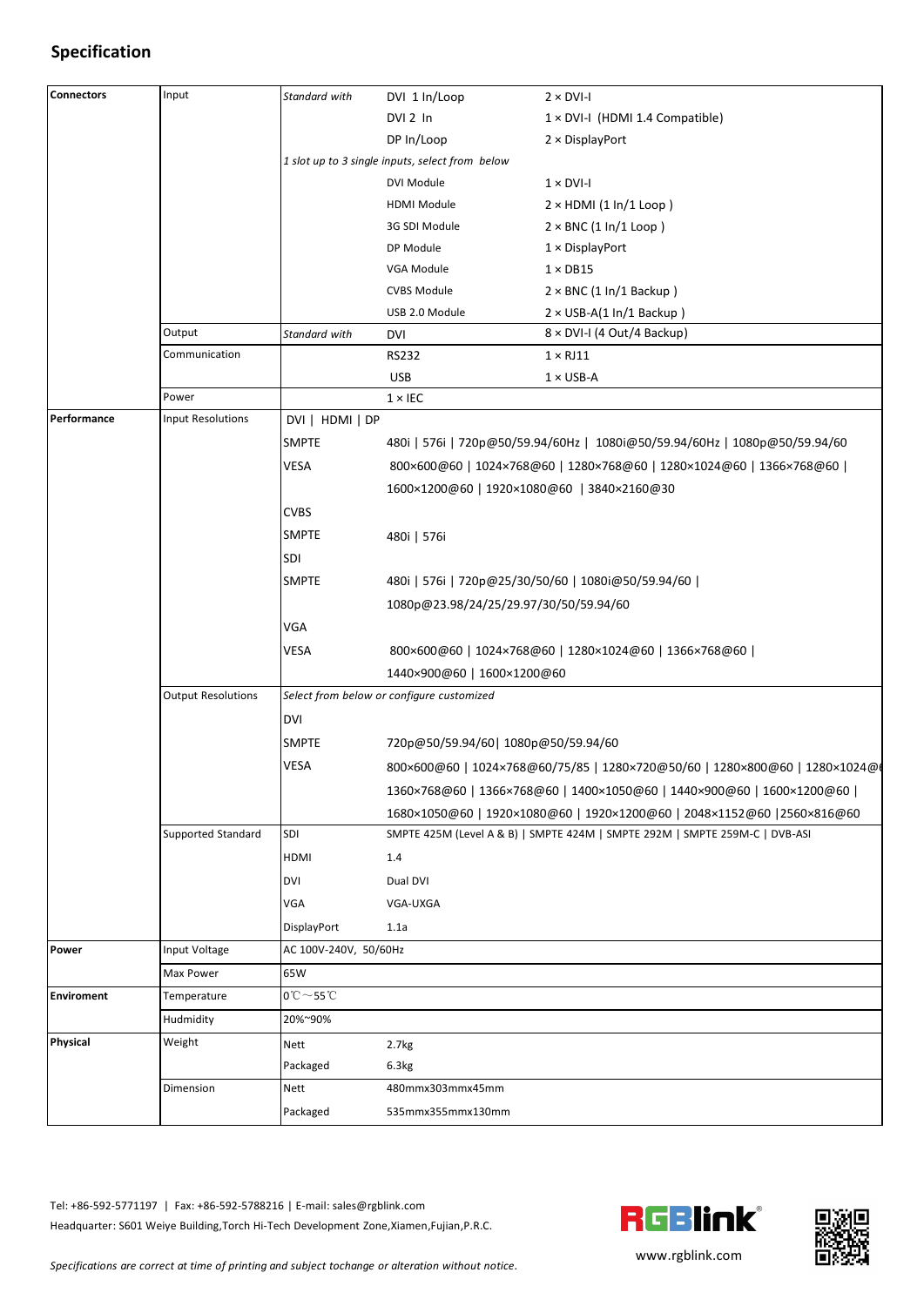## Specification

| | | | | |
|---|---|---|---|---|
| **Connectors** | Input | *Standard with* | DVI 1 In/Loop | 2 × DVI-I |
| | | | DVI 2 In | 1 × DVI-I (HDMI 1.4 Compatible) |
| | | | DP In/Loop | 2 × DisplayPort |
| | | *1 slot up to 3 single inputs, select from below* | | |
| | | | DVI Module | 1 × DVI-I |
| | | | HDMI Module | 2 × HDMI (1 In/1 Loop ) |
| | | | 3G SDI Module | 2 × BNC (1 In/1 Loop ) |
| | | | DP Module | 1 × DisplayPort |
| | | | VGA Module | 1 × DB15 |
| | | | CVBS Module | 2 × BNC (1 In/1 Backup ) |
| | | | USB 2.0 Module | 2 × USB-A(1 In/1 Backup ) |
| | Output | *Standard with* | DVI | 8 × DVI-I (4 Out/4 Backup) |
| | Communication | | RS232 | 1 × RJ11 |
| | | | USB | 1 × USB-A |
| | Power | | 1 × IEC | |
| **Performance** | Input Resolutions | DVI \| HDMI \| DP | | |
| | | SMPTE | 480i \| 576i \| 720p@50/59.94/60Hz \| 1080i@50/59.94/60Hz \| 1080p@50/59.94/60 | |
| | | VESA | 800×600@60 \| 1024×768@60 \| 1280×768@60 \| 1280×1024@60 \| 1366×768@60 \| 1600×1200@60 \| 1920×1080@60 \| 3840×2160@30 | |
| | | CVBS | | |
| | | SMPTE | 480i \| 576i | |
| | | SDI | | |
| | | SMPTE | 480i \| 576i \| 720p@25/30/50/60 \| 1080i@50/59.94/60 \| 1080p@23.98/24/25/29.97/30/50/59.94/60 | |
| | | VGA | | |
| | | VESA | 800×600@60 \| 1024×768@60 \| 1280×1024@60 \| 1366×768@60 \| 1440×900@60 \| 1600×1200@60 | |
| | Output Resolutions | *Select from below or configure customized* | | |
| | | DVI | | |
| | | SMPTE | 720p@50/59.94/60\| 1080p@50/59.94/60 | |
| | | VESA | 800×600@60 \| 1024×768@60/75/85 \| 1280×720@50/60 \| 1280×800@60 \| 1280×1024@6 1360×768@60 \| 1366×768@60 \| 1400×1050@60 \| 1440×900@60 \| 1600×1200@60 \| 1680×1050@60 \| 1920×1080@60 \| 1920×1200@60 \| 2048×1152@60 \|2560×816@60 | |
| | Supported Standard | SDI | SMPTE 425M (Level A & B) \| SMPTE 424M \| SMPTE 292M \| SMPTE 259M-C \| DVB-ASI | |
| | | HDMI | 1.4 | |
| | | DVI | Dual DVI | |
| | | VGA | VGA-UXGA | |
| | | DisplayPort | 1.1a | |
| **Power** | Input Voltage | AC 100V-240V, 50/60Hz | | |
| | Max Power | 65W | | |
| **Enviroment** | Temperature | 0℃～55℃ | | |
| | Hudmidity | 20%~90% | | |
| **Physical** | Weight | Nett | 2.7kg | |
| | | Packaged | 6.3kg | |
| | Dimension | Nett | 480mmx303mmx45mm | |
| | | Packaged | 535mmx355mmx130mm | |

Tel: +86-592-5771197 | Fax: +86-592-5788216 | E-mail: sales@rgblink.com

Headquarter: S601 Weiye Building,Torch Hi-Tech Development Zone,Xiamen,Fujian,P.R.C.

RGBlink®

www.rgblink.com

*Specifications are correct at time of printing and subject tochange or alteration without notice.*